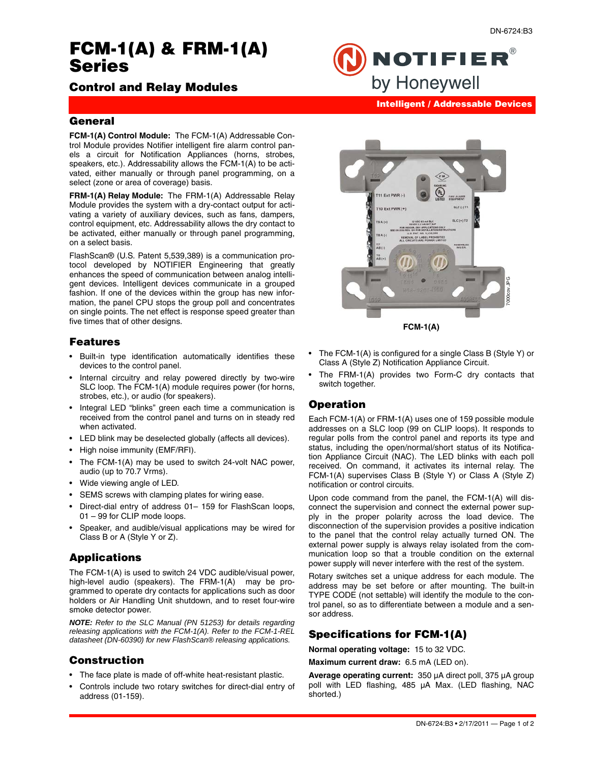# FCM-1(A) & FRM-1(A) Series

## Control and Relay Modules

Intelligent / Addressable Devices

## General

**FCM-1(A) Control Module:** The FCM-1(A) Addressable Control Module provides Notifier intelligent fire alarm control panels a circuit for Notification Appliances (horns, strobes, speakers, etc.). Addressability allows the FCM-1(A) to be activated, either manually or through panel programming, on a select (zone or area of coverage) basis.

**FRM-1(A) Relay Module:** The FRM-1(A) Addressable Relay Module provides the system with a dry-contact output for activating a variety of auxiliary devices, such as fans, dampers, control equipment, etc. Addressability allows the dry contact to be activated, either manually or through panel programming, on a select basis.

FlashScan® (U.S. Patent 5,539,389) is a communication protocol developed by NOTIFIER Engineering that greatly enhances the speed of communication between analog intelligent devices. Intelligent devices communicate in a grouped fashion. If one of the devices within the group has new information, the panel CPU stops the group poll and concentrates on single points. The net effect is response speed greater than five times that of other designs.

FCM-1(A)

## Features

- Built-in type identification automatically identifies these devices to the control panel.
- Internal circuitry and relay powered directly by two-wire SLC loop. The FCM-1(A) module requires power (for horns, strobes, etc.), or audio (for speakers).
- Integral LED "blinks" green each time a communication is received from the control panel and turns on in steady red when activated.
- LED blink may be deselected globally (affects all devices).
- High noise immunity (EMF/RFI).
- The FCM-1(A) may be used to switch 24-volt NAC power, audio (up to 70.7 Vrms).
- Wide viewing angle of LED.
- SEMS screws with clamping plates for wiring ease.
- Direct-dial entry of address 01– 159 for FlashScan loops, 01 – 99 for CLIP mode loops.
- Speaker, and audible/visual applications may be wired for Class B or A (Style Y or Z).
- The FCM-1(A) is configured for a single Class B (Style Y) or Class A (Style Z) Notification Appliance Circuit.
- The FRM-1(A) provides two Form-C dry contacts that switch together.

## Applications

The FCM-1(A) is used to switch 24 VDC audible/visual power, high-level audio (speakers). The FRM-1(A) may be programmed to operate dry contacts for applications such as door holders or Air Handling Unit shutdown, and to reset four-wire smoke detector power.

***NOTE:*** *Refer to the SLC Manual (PN 51253) for details regarding releasing applications with the FCM-1(A). Refer to the FCM-1-REL datasheet (DN-60390) for new FlashScan® releasing applications.*

## Construction

- The face plate is made of off-white heat-resistant plastic.
- Controls include two rotary switches for direct-dial entry of address (01-159).

## Operation

Each FCM-1(A) or FRM-1(A) uses one of 159 possible module addresses on a SLC loop (99 on CLIP loops). It responds to regular polls from the control panel and reports its type and status, including the open/normal/short status of its Notification Appliance Circuit (NAC). The LED blinks with each poll received. On command, it activates its internal relay. The FCM-1(A) supervises Class B (Style Y) or Class A (Style Z) notification or control circuits.

Upon code command from the panel, the FCM-1(A) will disconnect the supervision and connect the external power supply in the proper polarity across the load device. The disconnection of the supervision provides a positive indication to the panel that the control relay actually turned ON. The external power supply is always relay isolated from the communication loop so that a trouble condition on the external power supply will never interfere with the rest of the system.

Rotary switches set a unique address for each module. The address may be set before or after mounting. The built-in TYPE CODE (not settable) will identify the module to the control panel, so as to differentiate between a module and a sensor address.

## Specifications for FCM-1(A)

**Normal operating voltage:** 15 to 32 VDC.

**Maximum current draw:** 6.5 mA (LED on).

**Average operating current:** 350 µA direct poll, 375 µA group poll with LED flashing, 485 µA Max. (LED flashing, NAC shorted.)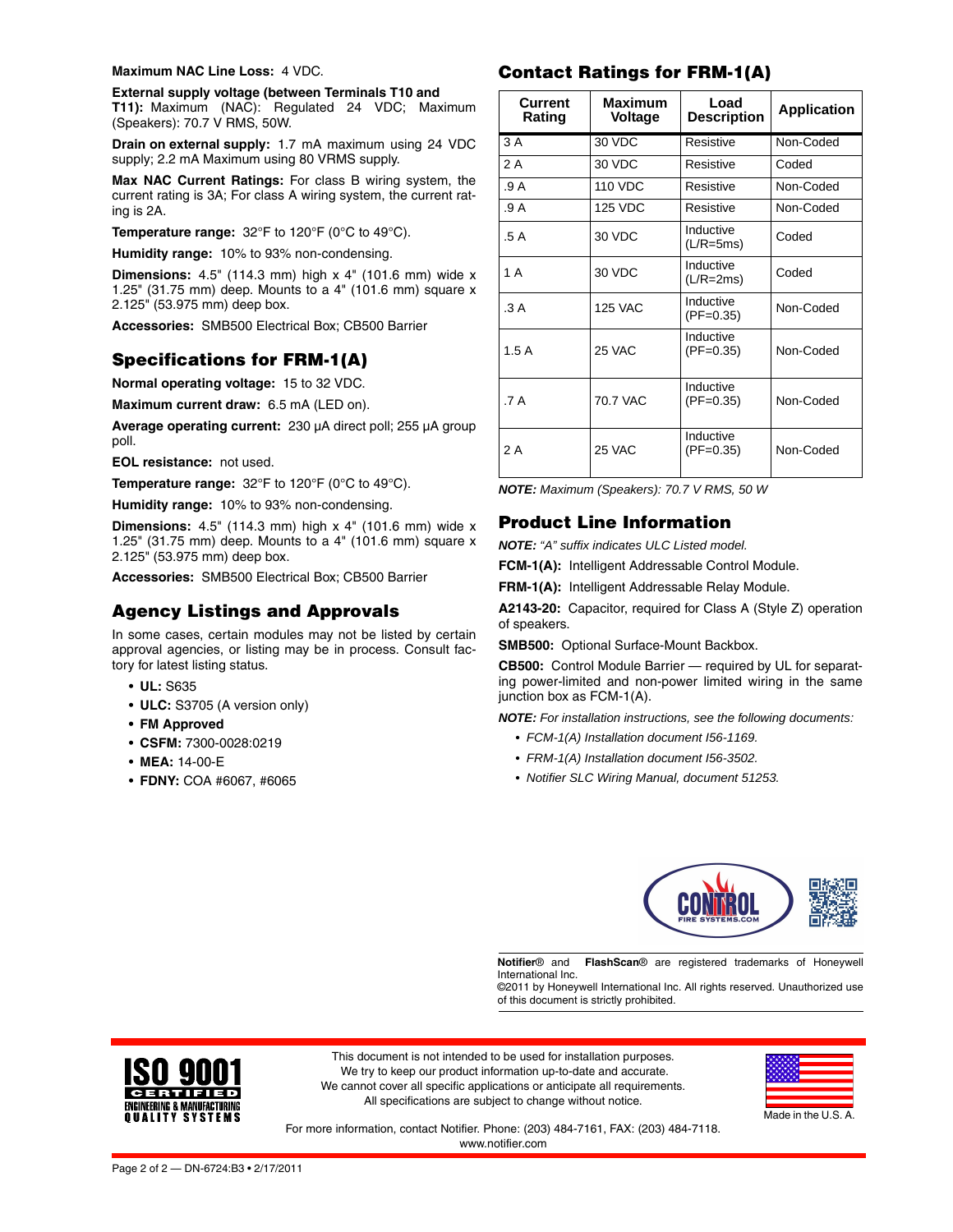**Maximum NAC Line Loss:** 4 VDC.

**External supply voltage (between Terminals T10 and T11):** Maximum (NAC): Regulated 24 VDC; Maximum (Speakers): 70.7 V RMS, 50W.

**Drain on external supply:** 1.7 mA maximum using 24 VDC supply; 2.2 mA Maximum using 80 VRMS supply.

**Max NAC Current Ratings:** For class B wiring system, the current rating is 3A; For class A wiring system, the current rating is 2A.

**Temperature range:** 32°F to 120°F (0°C to 49°C).

**Humidity range:** 10% to 93% non-condensing.

**Dimensions:** 4.5" (114.3 mm) high x 4" (101.6 mm) wide x 1.25" (31.75 mm) deep. Mounts to a 4" (101.6 mm) square x 2.125" (53.975 mm) deep box.

**Accessories:** SMB500 Electrical Box; CB500 Barrier

## Specifications for FRM-1(A)

**Normal operating voltage:** 15 to 32 VDC.

**Maximum current draw:** 6.5 mA (LED on).

**Average operating current:** 230 μA direct poll; 255 μA group poll.

**EOL resistance:** not used.

**Temperature range:** 32°F to 120°F (0°C to 49°C).

**Humidity range:** 10% to 93% non-condensing.

**Dimensions:** 4.5" (114.3 mm) high x 4" (101.6 mm) wide x 1.25" (31.75 mm) deep. Mounts to a 4" (101.6 mm) square x 2.125" (53.975 mm) deep box.

**Accessories:** SMB500 Electrical Box; CB500 Barrier

## Agency Listings and Approvals

In some cases, certain modules may not be listed by certain approval agencies, or listing may be in process. Consult factory for latest listing status.

- **UL:** S635
- **ULC:** S3705 (A version only)
- **FM Approved**
- **CSFM:** 7300-0028:0219
- **MEA:** 14-00-E
- **FDNY:** COA #6067, #6065

## Contact Ratings for FRM-1(A)

| Current Rating | Maximum Voltage | Load Description | Application |
|---|---|---|---|
| 3 A | 30 VDC | Resistive | Non-Coded |
| 2 A | 30 VDC | Resistive | Coded |
| .9 A | 110 VDC | Resistive | Non-Coded |
| .9 A | 125 VDC | Resistive | Non-Coded |
| .5 A | 30 VDC | Inductive (L/R=5ms) | Coded |
| 1 A | 30 VDC | Inductive (L/R=2ms) | Coded |
| .3 A | 125 VAC | Inductive (PF=0.35) | Non-Coded |
| 1.5 A | 25 VAC | Inductive (PF=0.35) | Non-Coded |
| .7 A | 70.7 VAC | Inductive (PF=0.35) | Non-Coded |
| 2 A | 25 VAC | Inductive (PF=0.35) | Non-Coded |

***NOTE:*** *Maximum (Speakers): 70.7 V RMS, 50 W*

## Product Line Information

***NOTE:*** *"A" suffix indicates ULC Listed model.*

**FCM-1(A):** Intelligent Addressable Control Module.

**FRM-1(A):** Intelligent Addressable Relay Module.

**A2143-20:** Capacitor, required for Class A (Style Z) operation of speakers.

**SMB500:** Optional Surface-Mount Backbox.

**CB500:** Control Module Barrier — required by UL for separating power-limited and non-power limited wiring in the same junction box as FCM-1(A).

***NOTE:*** *For installation instructions, see the following documents:*

- *FCM-1(A) Installation document I56-1169.*
- *FRM-1(A) Installation document I56-3502.*
- *Notifier SLC Wiring Manual, document 51253.*

**Notifier**® and **FlashScan**® are registered trademarks of Honeywell International Inc.
©2011 by Honeywell International Inc. All rights reserved. Unauthorized use of this document is strictly prohibited.

This document is not intended to be used for installation purposes.
We try to keep our product information up-to-date and accurate.
We cannot cover all specific applications or anticipate all requirements.
All specifications are subject to change without notice.

Made in the U.S. A.

For more information, contact Notifier. Phone: (203) 484-7161, FAX: (203) 484-7118.
www.notifier.com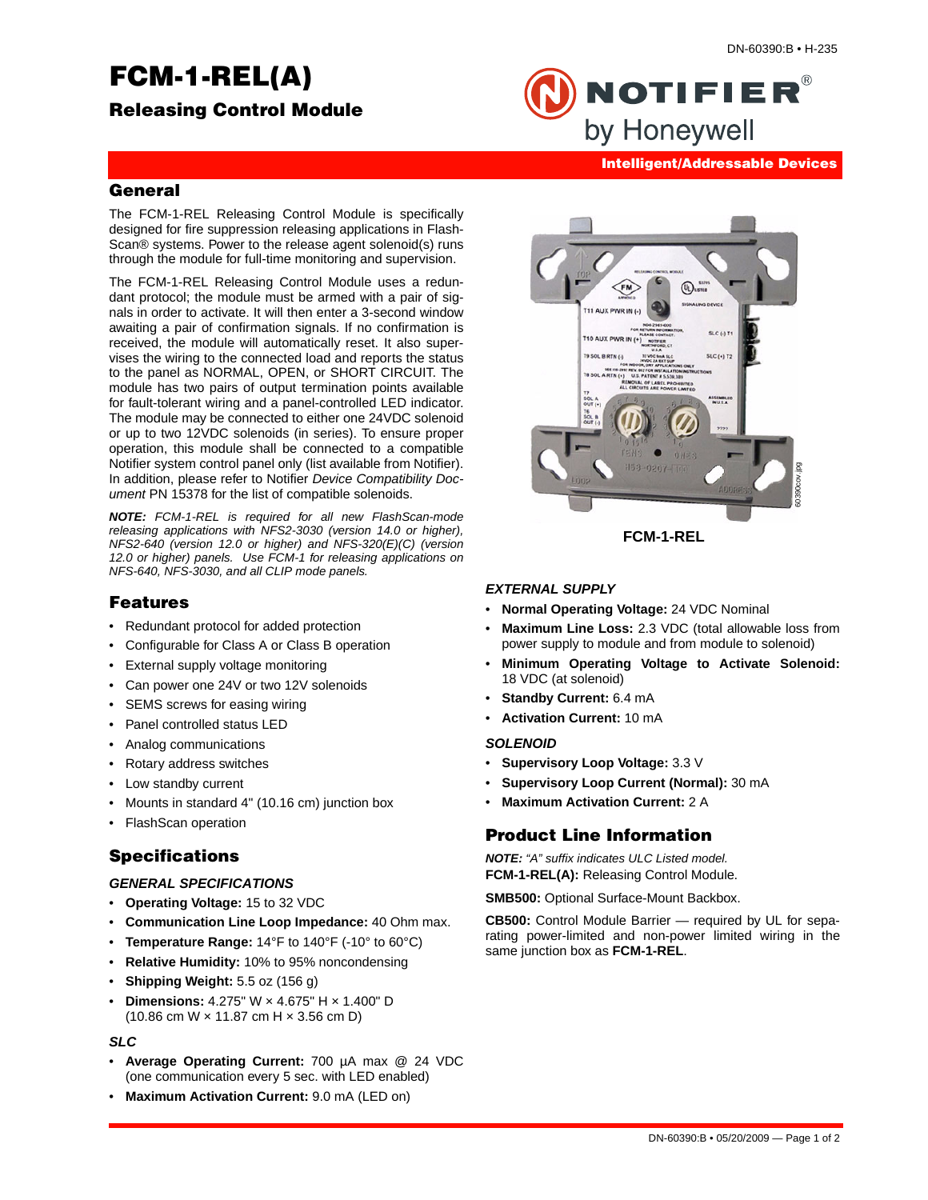# FCM-1-REL(A)

## Releasing Control Module

Intelligent/Addressable Devices

## General

The FCM-1-REL Releasing Control Module is specifically designed for fire suppression releasing applications in Flash-Scan® systems. Power to the release agent solenoid(s) runs through the module for full-time monitoring and supervision.

The FCM-1-REL Releasing Control Module uses a redundant protocol; the module must be armed with a pair of signals in order to activate. It will then enter a 3-second window awaiting a pair of confirmation signals. If no confirmation is received, the module will automatically reset. It also supervises the wiring to the connected load and reports the status to the panel as NORMAL, OPEN, or SHORT CIRCUIT. The module has two pairs of output termination points available for fault-tolerant wiring and a panel-controlled LED indicator. The module may be connected to either one 24VDC solenoid or up to two 12VDC solenoids (in series). To ensure proper operation, this module shall be connected to a compatible Notifier system control panel only (list available from Notifier). In addition, please refer to Notifier *Device Compatibility Document* PN 15378 for the list of compatible solenoids.

***NOTE:*** *FCM-1-REL is required for all new FlashScan-mode releasing applications with NFS2-3030 (version 14.0 or higher), NFS2-640 (version 12.0 or higher) and NFS-320(E)(C) (version 12.0 or higher) panels. Use FCM-1 for releasing applications on NFS-640, NFS-3030, and all CLIP mode panels.*

**FCM-1-REL**

## Features

- Redundant protocol for added protection
- Configurable for Class A or Class B operation
- External supply voltage monitoring
- Can power one 24V or two 12V solenoids
- SEMS screws for easing wiring
- Panel controlled status LED
- Analog communications
- Rotary address switches
- Low standby current
- Mounts in standard 4" (10.16 cm) junction box
- FlashScan operation

## Specifications

### *GENERAL SPECIFICATIONS*

- **Operating Voltage:** 15 to 32 VDC
- **Communication Line Loop Impedance:** 40 Ohm max.
- **Temperature Range:** 14°F to 140°F (-10° to 60°C)
- **Relative Humidity:** 10% to 95% noncondensing
- **Shipping Weight:** 5.5 oz (156 g)
- **Dimensions:** 4.275" W × 4.675" H × 1.400" D (10.86 cm W × 11.87 cm H × 3.56 cm D)

### *SLC*

- **Average Operating Current:** 700 µA max @ 24 VDC (one communication every 5 sec. with LED enabled)
- **Maximum Activation Current:** 9.0 mA (LED on)

### *EXTERNAL SUPPLY*

- **Normal Operating Voltage:** 24 VDC Nominal
- **Maximum Line Loss:** 2.3 VDC (total allowable loss from power supply to module and from module to solenoid)
- **Minimum Operating Voltage to Activate Solenoid:** 18 VDC (at solenoid)
- **Standby Current:** 6.4 mA
- **Activation Current:** 10 mA

### *SOLENOID*

- **Supervisory Loop Voltage:** 3.3 V
- **Supervisory Loop Current (Normal):** 30 mA
- **Maximum Activation Current:** 2 A

## Product Line Information

***NOTE:*** *"A" suffix indicates ULC Listed model.*
**FCM-1-REL(A):** Releasing Control Module.

**SMB500:** Optional Surface-Mount Backbox.

**CB500:** Control Module Barrier — required by UL for separating power-limited and non-power limited wiring in the same junction box as **FCM-1-REL**.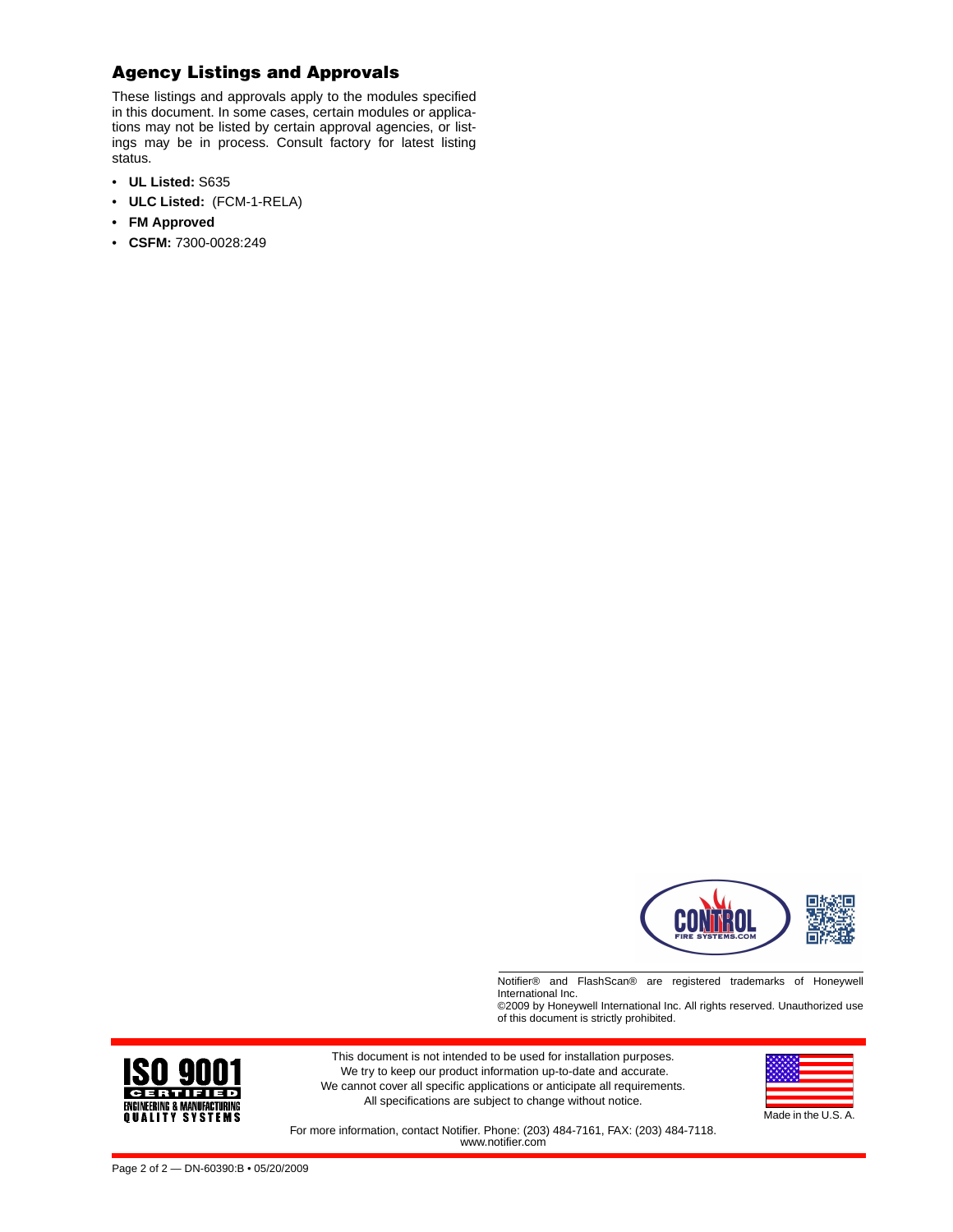## Agency Listings and Approvals

These listings and approvals apply to the modules specified in this document. In some cases, certain modules or applications may not be listed by certain approval agencies, or listings may be in process. Consult factory for latest listing status.

- **UL Listed:** S635
- **ULC Listed:** (FCM-1-RELA)
- **FM Approved**
- **CSFM:** 7300-0028:249

Notifier® and FlashScan® are registered trademarks of Honeywell International Inc.
©2009 by Honeywell International Inc. All rights reserved. Unauthorized use of this document is strictly prohibited.

This document is not intended to be used for installation purposes.
We try to keep our product information up-to-date and accurate.
We cannot cover all specific applications or anticipate all requirements.
All specifications are subject to change without notice.

Made in the U.S. A.

For more information, contact Notifier. Phone: (203) 484-7161, FAX: (203) 484-7118.
www.notifier.com

Page 2 of 2 — DN-60390:B • 05/20/2009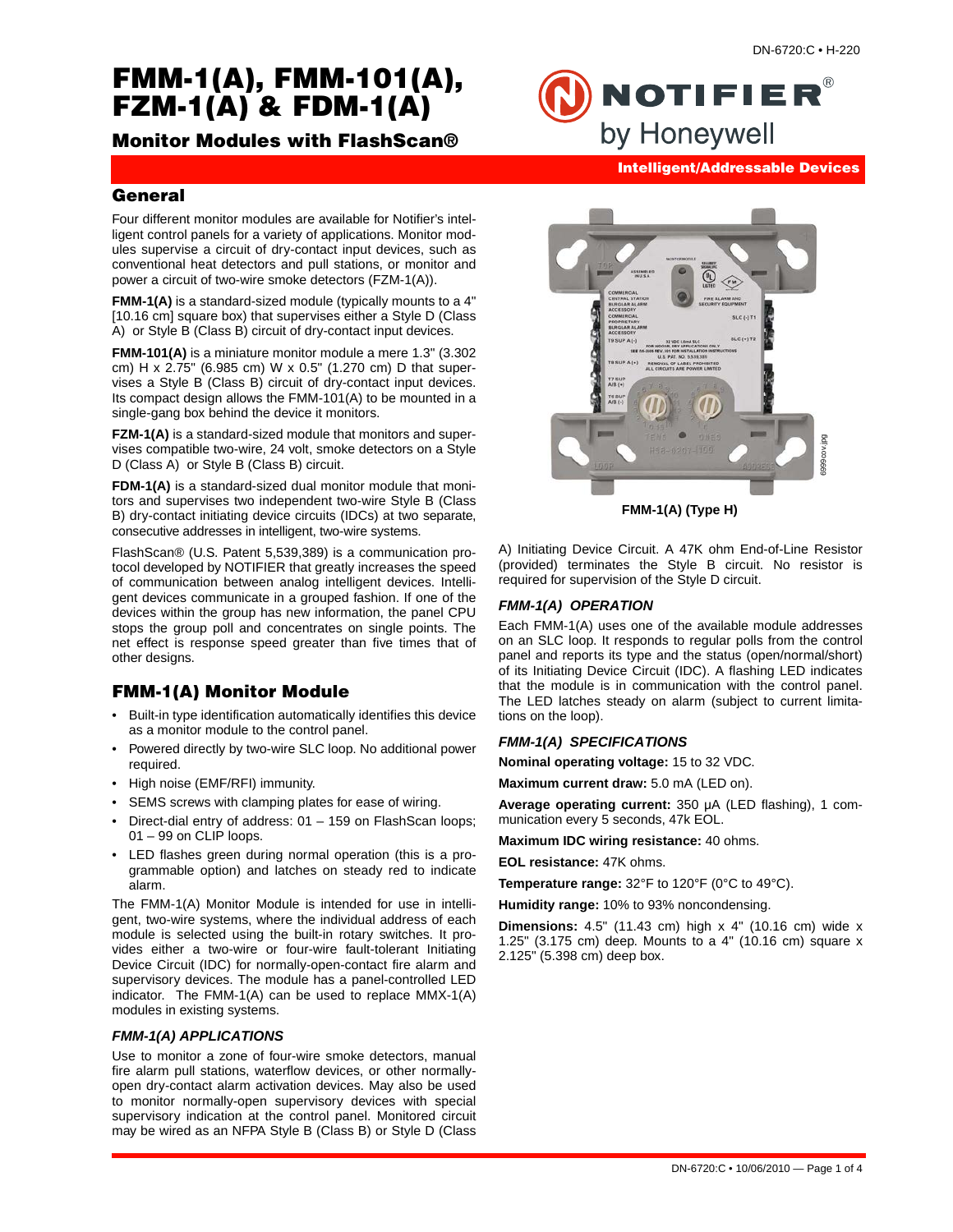# FMM-1(A), FMM-101(A), FZM-1(A) & FDM-1(A)

## Monitor Modules with FlashScan®

Intelligent/Addressable Devices

## General

Four different monitor modules are available for Notifier's intelligent control panels for a variety of applications. Monitor modules supervise a circuit of dry-contact input devices, such as conventional heat detectors and pull stations, or monitor and power a circuit of two-wire smoke detectors (FZM-1(A)).

**FMM-1(A)** is a standard-sized module (typically mounts to a 4" [10.16 cm] square box) that supervises either a Style D (Class A) or Style B (Class B) circuit of dry-contact input devices.

**FMM-101(A)** is a miniature monitor module a mere 1.3" (3.302 cm) H x 2.75" (6.985 cm) W x 0.5" (1.270 cm) D that supervises a Style B (Class B) circuit of dry-contact input devices. Its compact design allows the FMM-101(A) to be mounted in a single-gang box behind the device it monitors.

**FZM-1(A)** is a standard-sized module that monitors and supervises compatible two-wire, 24 volt, smoke detectors on a Style D (Class A) or Style B (Class B) circuit.

**FDM-1(A)** is a standard-sized dual monitor module that monitors and supervises two independent two-wire Style B (Class B) dry-contact initiating device circuits (IDCs) at two separate, consecutive addresses in intelligent, two-wire systems.

FlashScan® (U.S. Patent 5,539,389) is a communication protocol developed by NOTIFIER that greatly increases the speed of communication between analog intelligent devices. Intelligent devices communicate in a grouped fashion. If one of the devices within the group has new information, the panel CPU stops the group poll and concentrates on single points. The net effect is response speed greater than five times that of other designs.

## FMM-1(A) Monitor Module

- Built-in type identification automatically identifies this device as a monitor module to the control panel.
- Powered directly by two-wire SLC loop. No additional power required.
- High noise (EMF/RFI) immunity.
- SEMS screws with clamping plates for ease of wiring.
- Direct-dial entry of address: 01 – 159 on FlashScan loops; 01 – 99 on CLIP loops.
- LED flashes green during normal operation (this is a programmable option) and latches on steady red to indicate alarm.

The FMM-1(A) Monitor Module is intended for use in intelligent, two-wire systems, where the individual address of each module is selected using the built-in rotary switches. It provides either a two-wire or four-wire fault-tolerant Initiating Device Circuit (IDC) for normally-open-contact fire alarm and supervisory devices. The module has a panel-controlled LED indicator. The FMM-1(A) can be used to replace MMX-1(A) modules in existing systems.

### FMM-1(A) APPLICATIONS

Use to monitor a zone of four-wire smoke detectors, manual fire alarm pull stations, waterflow devices, or other normally-open dry-contact alarm activation devices. May also be used to monitor normally-open supervisory devices with special supervisory indication at the control panel. Monitored circuit may be wired as an NFPA Style B (Class B) or Style D (Class A) Initiating Device Circuit. A 47K ohm End-of-Line Resistor (provided) terminates the Style B circuit. No resistor is required for supervision of the Style D circuit.

FMM-1(A) (Type H)

### FMM-1(A) OPERATION

Each FMM-1(A) uses one of the available module addresses on an SLC loop. It responds to regular polls from the control panel and reports its type and the status (open/normal/short) of its Initiating Device Circuit (IDC). A flashing LED indicates that the module is in communication with the control panel. The LED latches steady on alarm (subject to current limitations on the loop).

### FMM-1(A) SPECIFICATIONS

**Nominal operating voltage:** 15 to 32 VDC.

**Maximum current draw:** 5.0 mA (LED on).

**Average operating current:** 350 µA (LED flashing), 1 communication every 5 seconds, 47k EOL.

**Maximum IDC wiring resistance:** 40 ohms.

**EOL resistance:** 47K ohms.

**Temperature range:** 32°F to 120°F (0°C to 49°C).

**Humidity range:** 10% to 93% noncondensing.

**Dimensions:** 4.5" (11.43 cm) high x 4" (10.16 cm) wide x 1.25" (3.175 cm) deep. Mounts to a 4" (10.16 cm) square x 2.125" (5.398 cm) deep box.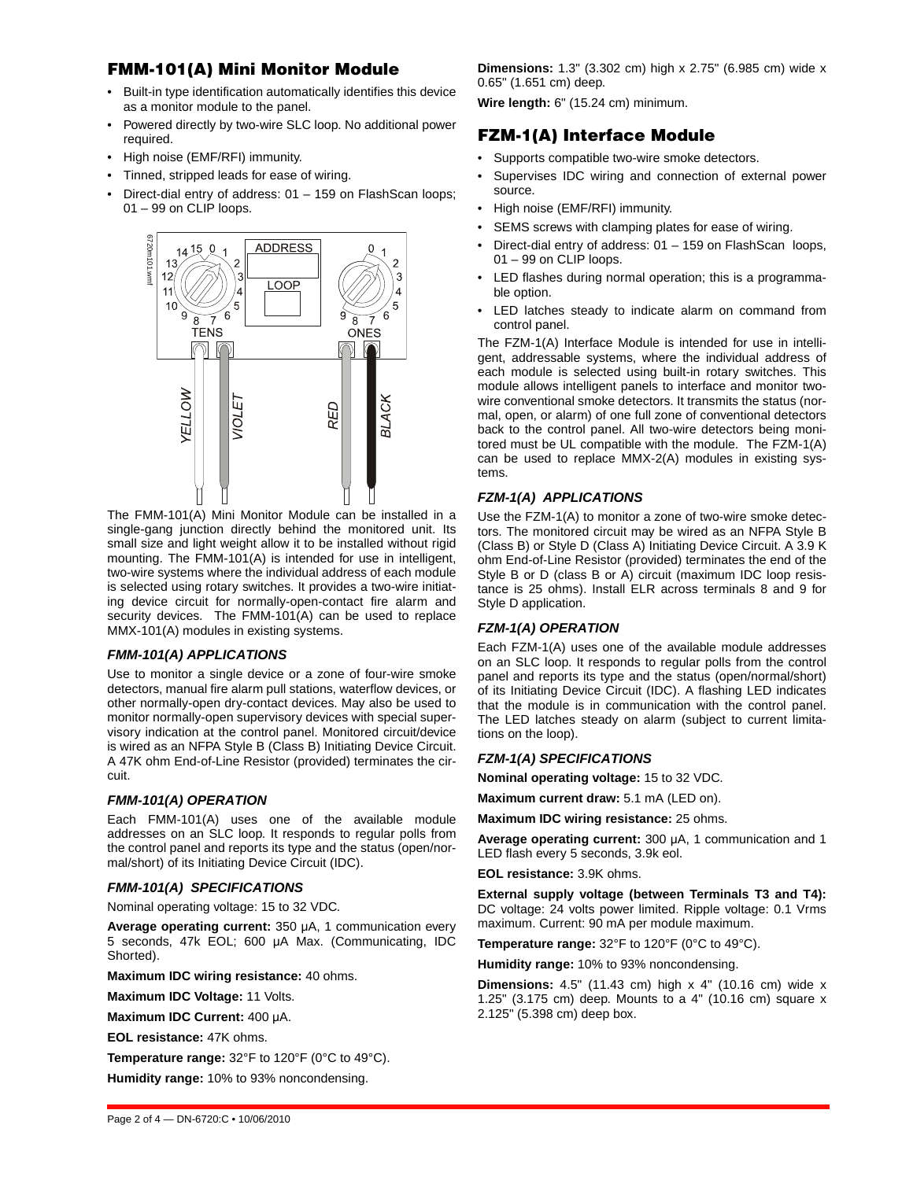## FMM-101(A) Mini Monitor Module

- Built-in type identification automatically identifies this device as a monitor module to the panel.
- Powered directly by two-wire SLC loop. No additional power required.
- High noise (EMF/RFI) immunity.
- Tinned, stripped leads for ease of wiring.
- Direct-dial entry of address: 01 – 159 on FlashScan loops; 01 – 99 on CLIP loops.

The FMM-101(A) Mini Monitor Module can be installed in a single-gang junction directly behind the monitored unit. Its small size and light weight allow it to be installed without rigid mounting. The FMM-101(A) is intended for use in intelligent, two-wire systems where the individual address of each module is selected using rotary switches. It provides a two-wire initiating device circuit for normally-open-contact fire alarm and security devices. The FMM-101(A) can be used to replace MMX-101(A) modules in existing systems.

### FMM-101(A) APPLICATIONS

Use to monitor a single device or a zone of four-wire smoke detectors, manual fire alarm pull stations, waterflow devices, or other normally-open dry-contact devices. May also be used to monitor normally-open supervisory devices with special supervisory indication at the control panel. Monitored circuit/device is wired as an NFPA Style B (Class B) Initiating Device Circuit. A 47K ohm End-of-Line Resistor (provided) terminates the circuit.

### FMM-101(A) OPERATION

Each FMM-101(A) uses one of the available module addresses on an SLC loop. It responds to regular polls from the control panel and reports its type and the status (open/normal/short) of its Initiating Device Circuit (IDC).

### FMM-101(A) SPECIFICATIONS

Nominal operating voltage: 15 to 32 VDC.

**Average operating current:** 350 µA, 1 communication every 5 seconds, 47k EOL; 600 µA Max. (Communicating, IDC Shorted).

**Maximum IDC wiring resistance:** 40 ohms.

**Maximum IDC Voltage:** 11 Volts.

**Maximum IDC Current:** 400 µA.

**EOL resistance:** 47K ohms.

**Temperature range:** 32°F to 120°F (0°C to 49°C).

**Humidity range:** 10% to 93% noncondensing.

**Dimensions:** 1.3" (3.302 cm) high x 2.75" (6.985 cm) wide x 0.65" (1.651 cm) deep.

**Wire length:** 6" (15.24 cm) minimum.

## FZM-1(A) Interface Module

- Supports compatible two-wire smoke detectors.
- Supervises IDC wiring and connection of external power source.
- High noise (EMF/RFI) immunity.
- SEMS screws with clamping plates for ease of wiring.
- Direct-dial entry of address: 01 – 159 on FlashScan loops, 01 – 99 on CLIP loops.
- LED flashes during normal operation; this is a programmable option.
- LED latches steady to indicate alarm on command from control panel.

The FZM-1(A) Interface Module is intended for use in intelligent, addressable systems, where the individual address of each module is selected using built-in rotary switches. This module allows intelligent panels to interface and monitor two-wire conventional smoke detectors. It transmits the status (normal, open, or alarm) of one full zone of conventional detectors back to the control panel. All two-wire detectors being monitored must be UL compatible with the module. The FZM-1(A) can be used to replace MMX-2(A) modules in existing systems.

### FZM-1(A) APPLICATIONS

Use the FZM-1(A) to monitor a zone of two-wire smoke detectors. The monitored circuit may be wired as an NFPA Style B (Class B) or Style D (Class A) Initiating Device Circuit. A 3.9 K ohm End-of-Line Resistor (provided) terminates the end of the Style B or D (class B or A) circuit (maximum IDC loop resistance is 25 ohms). Install ELR across terminals 8 and 9 for Style D application.

### FZM-1(A) OPERATION

Each FZM-1(A) uses one of the available module addresses on an SLC loop. It responds to regular polls from the control panel and reports its type and the status (open/normal/short) of its Initiating Device Circuit (IDC). A flashing LED indicates that the module is in communication with the control panel. The LED latches steady on alarm (subject to current limitations on the loop).

### FZM-1(A) SPECIFICATIONS

**Nominal operating voltage:** 15 to 32 VDC.

**Maximum current draw:** 5.1 mA (LED on).

**Maximum IDC wiring resistance:** 25 ohms.

**Average operating current:** 300 µA, 1 communication and 1 LED flash every 5 seconds, 3.9k eol.

**EOL resistance:** 3.9K ohms.

**External supply voltage (between Terminals T3 and T4):** DC voltage: 24 volts power limited. Ripple voltage: 0.1 Vrms maximum. Current: 90 mA per module maximum.

**Temperature range:** 32°F to 120°F (0°C to 49°C).

**Humidity range:** 10% to 93% noncondensing.

**Dimensions:** 4.5" (11.43 cm) high x 4" (10.16 cm) wide x 1.25" (3.175 cm) deep. Mounts to a 4" (10.16 cm) square x 2.125" (5.398 cm) deep box.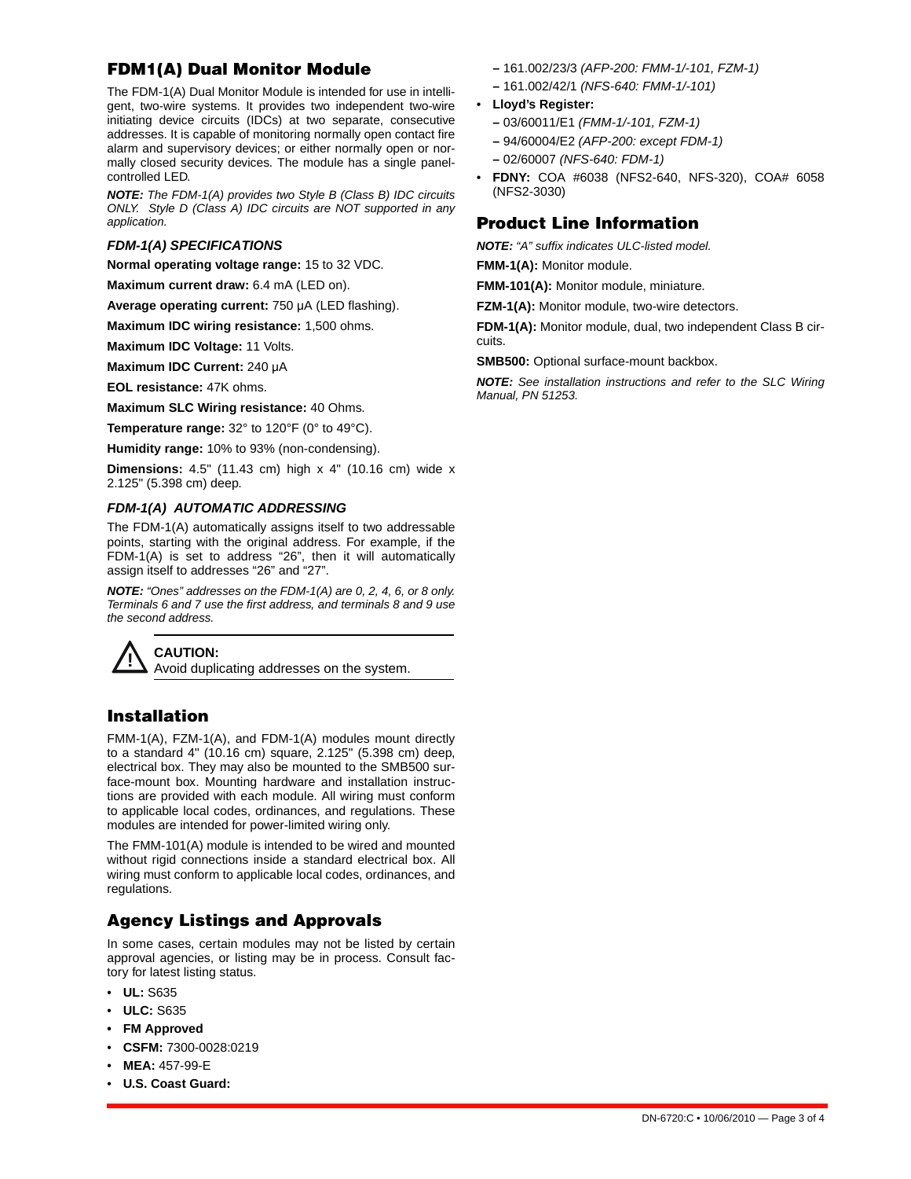## FDM1(A) Dual Monitor Module

The FDM-1(A) Dual Monitor Module is intended for use in intelligent, two-wire systems. It provides two independent two-wire initiating device circuits (IDCs) at two separate, consecutive addresses. It is capable of monitoring normally open contact fire alarm and supervisory devices; or either normally open or normally closed security devices. The module has a single panel-controlled LED.

***NOTE:*** *The FDM-1(A) provides two Style B (Class B) IDC circuits ONLY. Style D (Class A) IDC circuits are NOT supported in any application.*

### *FDM-1(A) SPECIFICATIONS*

**Normal operating voltage range:** 15 to 32 VDC.

**Maximum current draw:** 6.4 mA (LED on).

**Average operating current:** 750 µA (LED flashing).

**Maximum IDC wiring resistance:** 1,500 ohms.

**Maximum IDC Voltage:** 11 Volts.

**Maximum IDC Current:** 240 µA

**EOL resistance:** 47K ohms.

**Maximum SLC Wiring resistance:** 40 Ohms.

**Temperature range:** 32° to 120°F (0° to 49°C).

**Humidity range:** 10% to 93% (non-condensing).

**Dimensions:** 4.5" (11.43 cm) high x 4" (10.16 cm) wide x 2.125" (5.398 cm) deep.

### *FDM-1(A) AUTOMATIC ADDRESSING*

The FDM-1(A) automatically assigns itself to two addressable points, starting with the original address. For example, if the FDM-1(A) is set to address "26", then it will automatically assign itself to addresses "26" and "27".

***NOTE:*** *"Ones" addresses on the FDM-1(A) are 0, 2, 4, 6, or 8 only. Terminals 6 and 7 use the first address, and terminals 8 and 9 use the second address.*

**CAUTION:**
Avoid duplicating addresses on the system.

## Installation

FMM-1(A), FZM-1(A), and FDM-1(A) modules mount directly to a standard 4" (10.16 cm) square, 2.125" (5.398 cm) deep, electrical box. They may also be mounted to the SMB500 surface-mount box. Mounting hardware and installation instructions are provided with each module. All wiring must conform to applicable local codes, ordinances, and regulations. These modules are intended for power-limited wiring only.

The FMM-101(A) module is intended to be wired and mounted without rigid connections inside a standard electrical box. All wiring must conform to applicable local codes, ordinances, and regulations.

## Agency Listings and Approvals

In some cases, certain modules may not be listed by certain approval agencies, or listing may be in process. Consult factory for latest listing status.

- **UL:** S635
- **ULC:** S635
- **FM Approved**
- **CSFM:** 7300-0028:0219
- **MEA:** 457-99-E
- **U.S. Coast Guard:**
  - 161.002/23/3 *(AFP-200: FMM-1/-101, FZM-1)*
  - 161.002/42/1 *(NFS-640: FMM-1/-101)*
- **Lloyd's Register:**
  - 03/60011/E1 *(FMM-1/-101, FZM-1)*
  - 94/60004/E2 *(AFP-200: except FDM-1)*
  - 02/60007 *(NFS-640: FDM-1)*
- **FDNY:** COA #6038 (NFS2-640, NFS-320), COA# 6058 (NFS2-3030)

## Product Line Information

***NOTE:*** *"A" suffix indicates ULC-listed model.*

**FMM-1(A):** Monitor module.

**FMM-101(A):** Monitor module, miniature.

**FZM-1(A):** Monitor module, two-wire detectors.

**FDM-1(A):** Monitor module, dual, two independent Class B circuits.

**SMB500:** Optional surface-mount backbox.

***NOTE:*** *See installation instructions and refer to the SLC Wiring Manual, PN 51253.*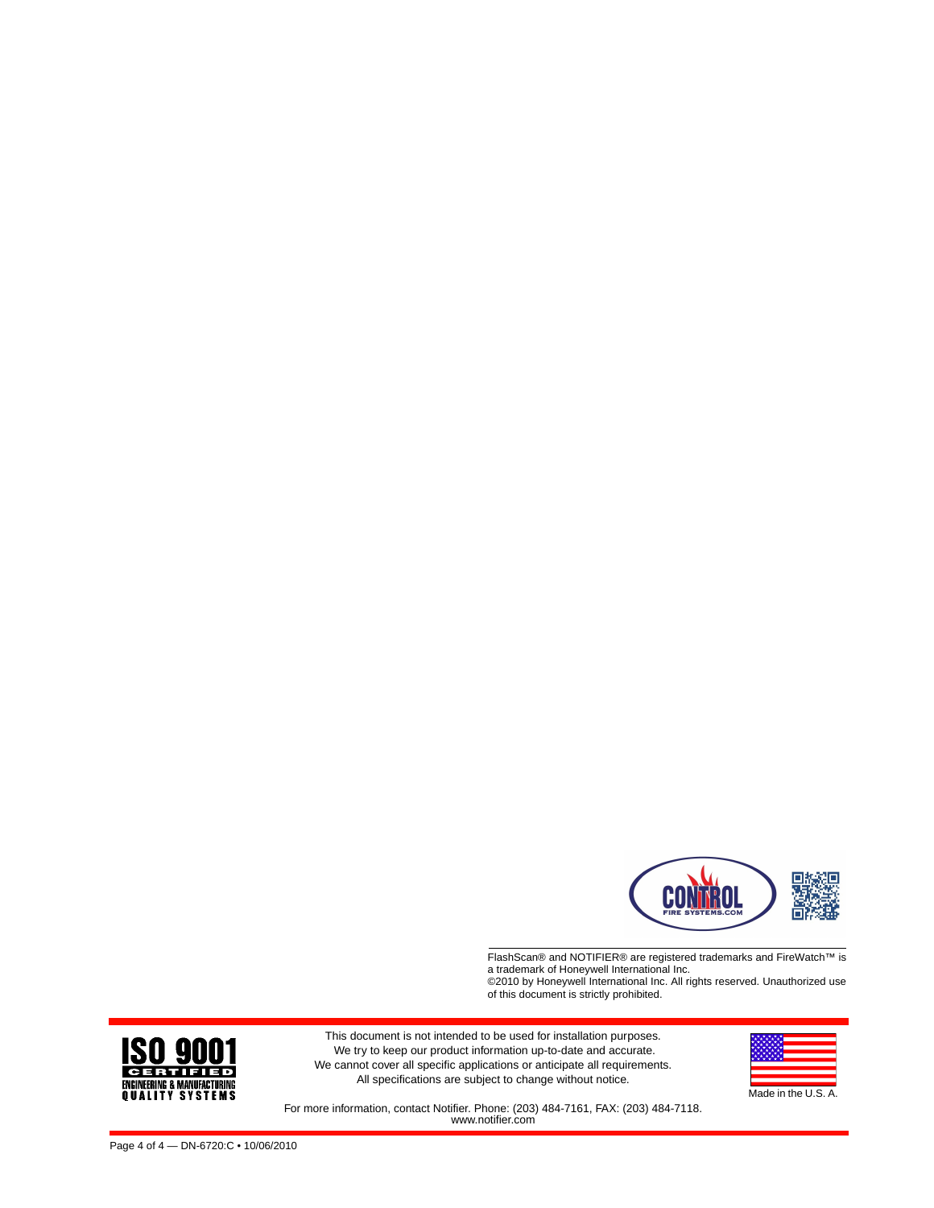FlashScan® and NOTIFIER® are registered trademarks and FireWatch™ is a trademark of Honeywell International Inc.
©2010 by Honeywell International Inc. All rights reserved. Unauthorized use of this document is strictly prohibited.

This document is not intended to be used for installation purposes.
We try to keep our product information up-to-date and accurate.
We cannot cover all specific applications or anticipate all requirements.
All specifications are subject to change without notice.

Made in the U.S. A.

For more information, contact Notifier. Phone: (203) 484-7161, FAX: (203) 484-7118.
www.notifier.com